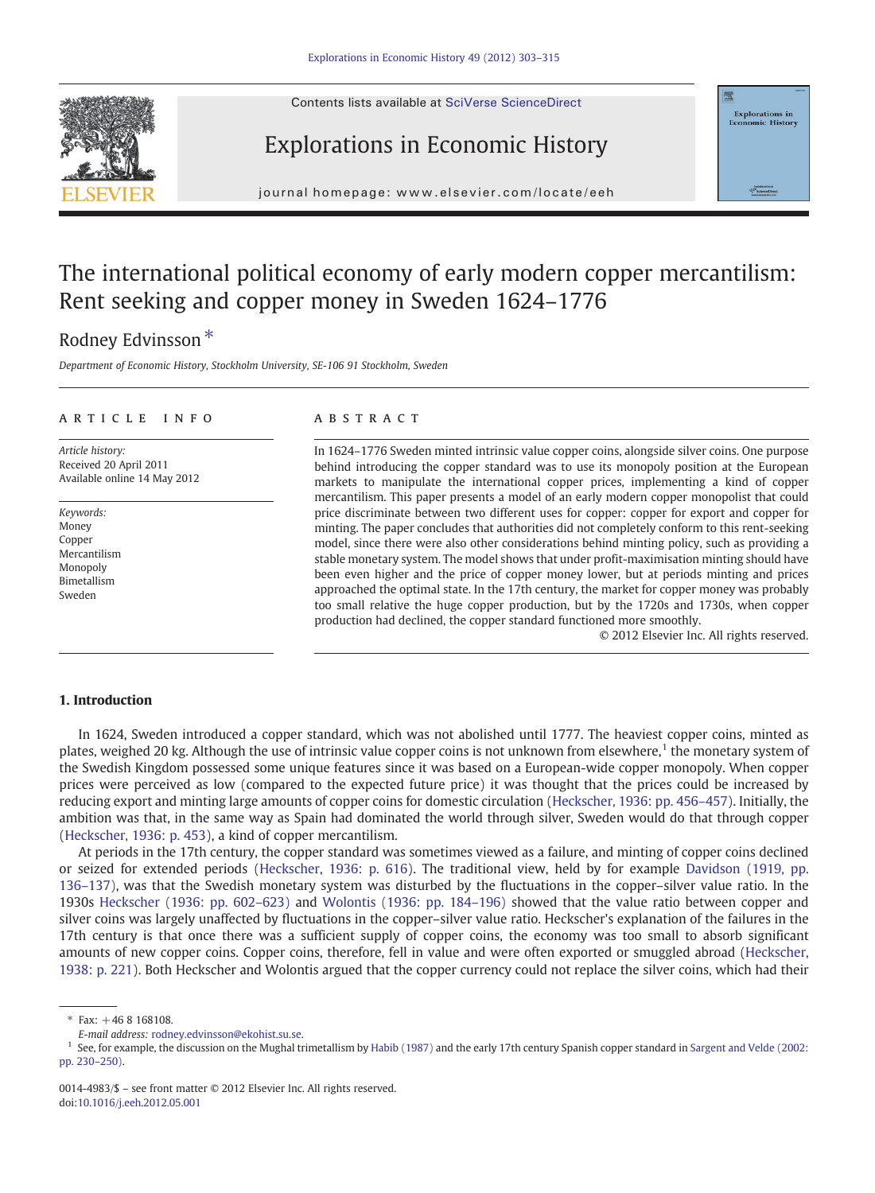# The international political economy of early modern copper mercantilism: Rent seeking and copper money in Sweden 1624–1776

Rodney Edvinsson *

*Department of Economic History, Stockholm University, SE-106 91 Stockholm, Sweden*

## ARTICLE INFO

*Article history:*
Received 20 April 2011
Available online 14 May 2012

*Keywords:*
Money
Copper
Mercantilism
Monopoly
Bimetallism
Sweden

## ABSTRACT

In 1624–1776 Sweden minted intrinsic value copper coins, alongside silver coins. One purpose behind introducing the copper standard was to use its monopoly position at the European markets to manipulate the international copper prices, implementing a kind of copper mercantilism. This paper presents a model of an early modern copper monopolist that could price discriminate between two different uses for copper: copper for export and copper for minting. The paper concludes that authorities did not completely conform to this rent-seeking model, since there were also other considerations behind minting policy, such as providing a stable monetary system. The model shows that under profit-maximisation minting should have been even higher and the price of copper money lower, but at periods minting and prices approached the optimal state. In the 17th century, the market for copper money was probably too small relative the huge copper production, but by the 1720s and 1730s, when copper production had declined, the copper standard functioned more smoothly.

© 2012 Elsevier Inc. All rights reserved.

## 1. Introduction

In 1624, Sweden introduced a copper standard, which was not abolished until 1777. The heaviest copper coins, minted as plates, weighed 20 kg. Although the use of intrinsic value copper coins is not unknown from elsewhere,[1] the monetary system of the Swedish Kingdom possessed some unique features since it was based on a European-wide copper monopoly. When copper prices were perceived as low (compared to the expected future price) it was thought that the prices could be increased by reducing export and minting large amounts of copper coins for domestic circulation (Heckscher, 1936: pp. 456–457). Initially, the ambition was that, in the same way as Spain had dominated the world through silver, Sweden would do that through copper (Heckscher, 1936: p. 453), a kind of copper mercantilism.

At periods in the 17th century, the copper standard was sometimes viewed as a failure, and minting of copper coins declined or seized for extended periods (Heckscher, 1936: p. 616). The traditional view, held by for example Davidson (1919, pp. 136–137), was that the Swedish monetary system was disturbed by the fluctuations in the copper–silver value ratio. In the 1930s Heckscher (1936: pp. 602–623) and Wolontis (1936: pp. 184–196) showed that the value ratio between copper and silver coins was largely unaffected by fluctuations in the copper–silver value ratio. Heckscher's explanation of the failures in the 17th century is that once there was a sufficient supply of copper coins, the economy was too small to absorb significant amounts of new copper coins. Copper coins, therefore, fell in value and were often exported or smuggled abroad (Heckscher, 1938: p. 221). Both Heckscher and Wolontis argued that the copper currency could not replace the silver coins, which had their

---

* Fax: +46 8 168108.
*E-mail address:* rodney.edvinsson@ekohist.su.se.

[1] See, for example, the discussion on the Mughal trimetallism by Habib (1987) and the early 17th century Spanish copper standard in Sargent and Velde (2002: pp. 230–250).

0014-4983/$ – see front matter © 2012 Elsevier Inc. All rights reserved.
doi:10.1016/j.eeh.2012.05.001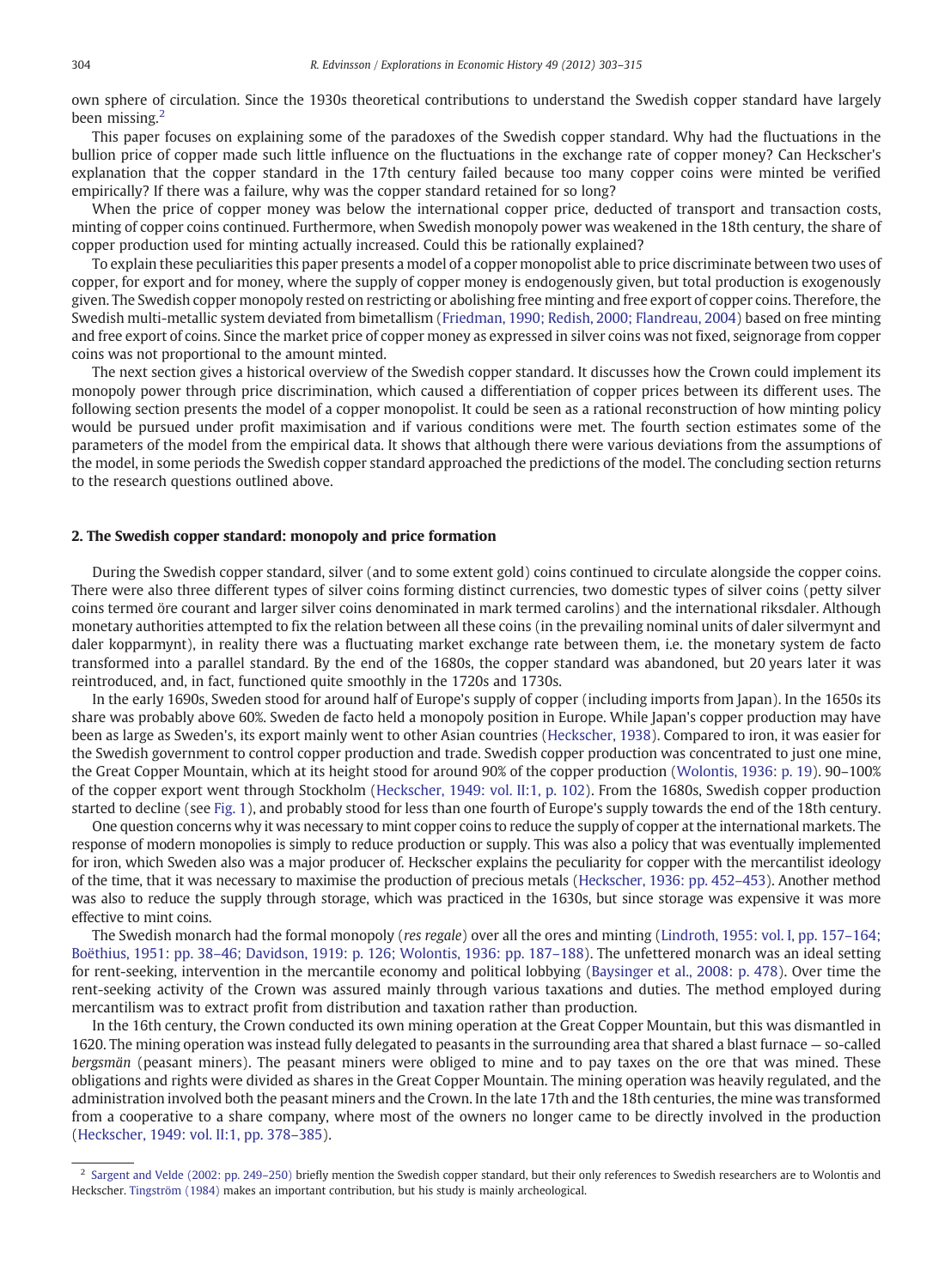own sphere of circulation. Since the 1930s theoretical contributions to understand the Swedish copper standard have largely been missing.[2]

This paper focuses on explaining some of the paradoxes of the Swedish copper standard. Why had the fluctuations in the bullion price of copper made such little influence on the fluctuations in the exchange rate of copper money? Can Heckscher's explanation that the copper standard in the 17th century failed because too many copper coins were minted be verified empirically? If there was a failure, why was the copper standard retained for so long?

When the price of copper money was below the international copper price, deducted of transport and transaction costs, minting of copper coins continued. Furthermore, when Swedish monopoly power was weakened in the 18th century, the share of copper production used for minting actually increased. Could this be rationally explained?

To explain these peculiarities this paper presents a model of a copper monopolist able to price discriminate between two uses of copper, for export and for money, where the supply of copper money is endogenously given, but total production is exogenously given. The Swedish copper monopoly rested on restricting or abolishing free minting and free export of copper coins. Therefore, the Swedish multi-metallic system deviated from bimetallism (Friedman, 1990; Redish, 2000; Flandreau, 2004) based on free minting and free export of coins. Since the market price of copper money as expressed in silver coins was not fixed, seignorage from copper coins was not proportional to the amount minted.

The next section gives a historical overview of the Swedish copper standard. It discusses how the Crown could implement its monopoly power through price discrimination, which caused a differentiation of copper prices between its different uses. The following section presents the model of a copper monopolist. It could be seen as a rational reconstruction of how minting policy would be pursued under profit maximisation and if various conditions were met. The fourth section estimates some of the parameters of the model from the empirical data. It shows that although there were various deviations from the assumptions of the model, in some periods the Swedish copper standard approached the predictions of the model. The concluding section returns to the research questions outlined above.

## 2. The Swedish copper standard: monopoly and price formation

During the Swedish copper standard, silver (and to some extent gold) coins continued to circulate alongside the copper coins. There were also three different types of silver coins forming distinct currencies, two domestic types of silver coins (petty silver coins termed öre courant and larger silver coins denominated in mark termed carolins) and the international riksdaler. Although monetary authorities attempted to fix the relation between all these coins (in the prevailing nominal units of daler silvermynt and daler kopparmynt), in reality there was a fluctuating market exchange rate between them, i.e. the monetary system de facto transformed into a parallel standard. By the end of the 1680s, the copper standard was abandoned, but 20 years later it was reintroduced, and, in fact, functioned quite smoothly in the 1720s and 1730s.

In the early 1690s, Sweden stood for around half of Europe's supply of copper (including imports from Japan). In the 1650s its share was probably above 60%. Sweden de facto held a monopoly position in Europe. While Japan's copper production may have been as large as Sweden's, its export mainly went to other Asian countries (Heckscher, 1938). Compared to iron, it was easier for the Swedish government to control copper production and trade. Swedish copper production was concentrated to just one mine, the Great Copper Mountain, which at its height stood for around 90% of the copper production (Wolontis, 1936: p. 19). 90–100% of the copper export went through Stockholm (Heckscher, 1949: vol. II:1, p. 102). From the 1680s, Swedish copper production started to decline (see Fig. 1), and probably stood for less than one fourth of Europe's supply towards the end of the 18th century.

One question concerns why it was necessary to mint copper coins to reduce the supply of copper at the international markets. The response of modern monopolies is simply to reduce production or supply. This was also a policy that was eventually implemented for iron, which Sweden also was a major producer of. Heckscher explains the peculiarity for copper with the mercantilist ideology of the time, that it was necessary to maximise the production of precious metals (Heckscher, 1936: pp. 452–453). Another method was also to reduce the supply through storage, which was practiced in the 1630s, but since storage was expensive it was more effective to mint coins.

The Swedish monarch had the formal monopoly (*res regale*) over all the ores and minting (Lindroth, 1955: vol. I, pp. 157–164; Boëthius, 1951: pp. 38–46; Davidson, 1919: p. 126; Wolontis, 1936: pp. 187–188). The unfettered monarch was an ideal setting for rent-seeking, intervention in the mercantile economy and political lobbying (Baysinger et al., 2008: p. 478). Over time the rent-seeking activity of the Crown was assured mainly through various taxations and duties. The method employed during mercantilism was to extract profit from distribution and taxation rather than production.

In the 16th century, the Crown conducted its own mining operation at the Great Copper Mountain, but this was dismantled in 1620. The mining operation was instead fully delegated to peasants in the surrounding area that shared a blast furnace — so-called *bergsmän* (peasant miners). The peasant miners were obliged to mine and to pay taxes on the ore that was mined. These obligations and rights were divided as shares in the Great Copper Mountain. The mining operation was heavily regulated, and the administration involved both the peasant miners and the Crown. In the late 17th and the 18th centuries, the mine was transformed from a cooperative to a share company, where most of the owners no longer came to be directly involved in the production (Heckscher, 1949: vol. II:1, pp. 378–385).

[2] Sargent and Velde (2002: pp. 249–250) briefly mention the Swedish copper standard, but their only references to Swedish researchers are to Wolontis and Heckscher. Tingström (1984) makes an important contribution, but his study is mainly archeological.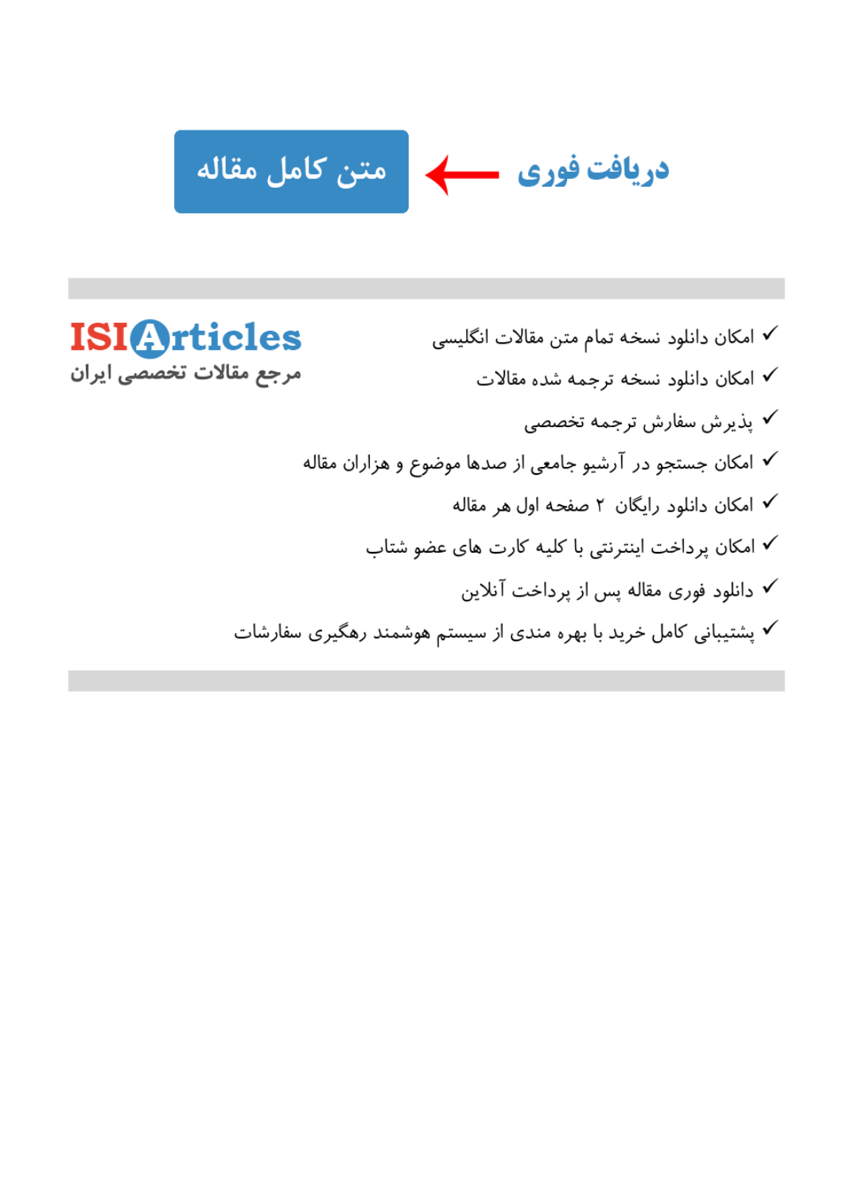دریافت فوری ← **متن کامل مقاله**

**ISIArticles**
مرجع مقالات تخصصی ایران

- ✓ امکان دانلود نسخه تمام متن مقالات انگلیسی
- ✓ امکان دانلود نسخه ترجمه شده مقالات
- ✓ پذیرش سفارش ترجمه تخصصی
- ✓ امکان جستجو در آرشیو جامعی از صدها موضوع و هزاران مقاله
- ✓ امکان دانلود رایگان ۲ صفحه اول هر مقاله
- ✓ امکان پرداخت اینترنتی با کلیه کارت های عضو شتاب
- ✓ دانلود فوری مقاله پس از پرداخت آنلاین
- ✓ پشتیبانی کامل خرید با بهره مندی از سیستم هوشمند رهگیری سفارشات